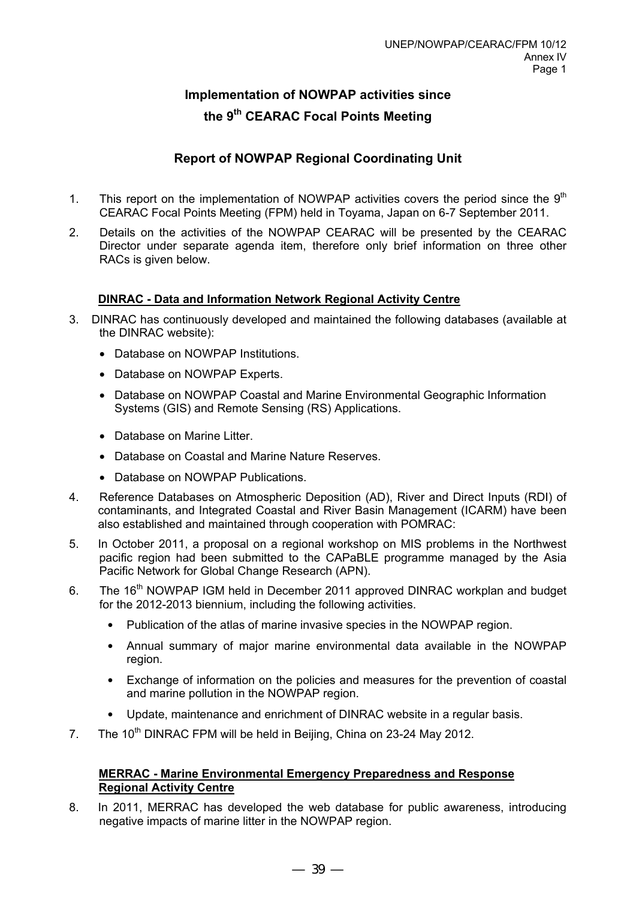# Implementation of NOWPAP activities since the 9th CEARAC Focal Points Meeting

## Report of NOWPAP Regional Coordinating Unit

1. This report on the implementation of NOWPAP activities covers the period since the 9th CEARAC Focal Points Meeting (FPM) held in Toyama, Japan on 6-7 September 2011.

2. Details on the activities of the NOWPAP CEARAC will be presented by the CEARAC Director under separate agenda item, therefore only brief information on three other RACs is given below.

### DINRAC - Data and Information Network Regional Activity Centre

3. DINRAC has continuously developed and maintained the following databases (available at the DINRAC website):
   - Database on NOWPAP Institutions.
   - Database on NOWPAP Experts.
   - Database on NOWPAP Coastal and Marine Environmental Geographic Information Systems (GIS) and Remote Sensing (RS) Applications.
   - Database on Marine Litter.
   - Database on Coastal and Marine Nature Reserves.
   - Database on NOWPAP Publications.

4. Reference Databases on Atmospheric Deposition (AD), River and Direct Inputs (RDI) of contaminants, and Integrated Coastal and River Basin Management (ICARM) have been also established and maintained through cooperation with POMRAC:

5. In October 2011, a proposal on a regional workshop on MIS problems in the Northwest pacific region had been submitted to the CAPaBLE programme managed by the Asia Pacific Network for Global Change Research (APN).

6. The 16th NOWPAP IGM held in December 2011 approved DINRAC workplan and budget for the 2012-2013 biennium, including the following activities.
   - Publication of the atlas of marine invasive species in the NOWPAP region.
   - Annual summary of major marine environmental data available in the NOWPAP region.
   - Exchange of information on the policies and measures for the prevention of coastal and marine pollution in the NOWPAP region.
   - Update, maintenance and enrichment of DINRAC website in a regular basis.

7. The 10th DINRAC FPM will be held in Beijing, China on 23-24 May 2012.

### MERRAC - Marine Environmental Emergency Preparedness and Response Regional Activity Centre

8. In 2011, MERRAC has developed the web database for public awareness, introducing negative impacts of marine litter in the NOWPAP region.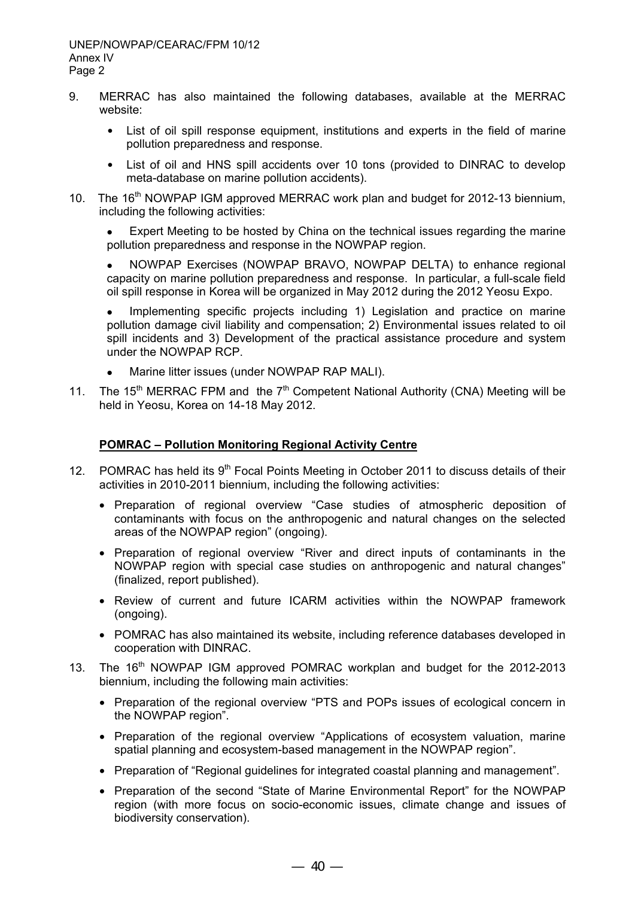9. MERRAC has also maintained the following databases, available at the MERRAC website:

   - List of oil spill response equipment, institutions and experts in the field of marine pollution preparedness and response.
   - List of oil and HNS spill accidents over 10 tons (provided to DINRAC to develop meta-database on marine pollution accidents).

10. The 16th NOWPAP IGM approved MERRAC work plan and budget for 2012-13 biennium, including the following activities:

   - Expert Meeting to be hosted by China on the technical issues regarding the marine pollution preparedness and response in the NOWPAP region.
   - NOWPAP Exercises (NOWPAP BRAVO, NOWPAP DELTA) to enhance regional capacity on marine pollution preparedness and response. In particular, a full-scale field oil spill response in Korea will be organized in May 2012 during the 2012 Yeosu Expo.
   - Implementing specific projects including 1) Legislation and practice on marine pollution damage civil liability and compensation; 2) Environmental issues related to oil spill incidents and 3) Development of the practical assistance procedure and system under the NOWPAP RCP.
   - Marine litter issues (under NOWPAP RAP MALI).

11. The 15th MERRAC FPM and the 7th Competent National Authority (CNA) Meeting will be held in Yeosu, Korea on 14-18 May 2012.

**POMRAC – Pollution Monitoring Regional Activity Centre**

12. POMRAC has held its 9th Focal Points Meeting in October 2011 to discuss details of their activities in 2010-2011 biennium, including the following activities:

   - Preparation of regional overview "Case studies of atmospheric deposition of contaminants with focus on the anthropogenic and natural changes on the selected areas of the NOWPAP region" (ongoing).
   - Preparation of regional overview "River and direct inputs of contaminants in the NOWPAP region with special case studies on anthropogenic and natural changes" (finalized, report published).
   - Review of current and future ICARM activities within the NOWPAP framework (ongoing).
   - POMRAC has also maintained its website, including reference databases developed in cooperation with DINRAC.

13. The 16th NOWPAP IGM approved POMRAC workplan and budget for the 2012-2013 biennium, including the following main activities:

   - Preparation of the regional overview "PTS and POPs issues of ecological concern in the NOWPAP region".
   - Preparation of the regional overview "Applications of ecosystem valuation, marine spatial planning and ecosystem-based management in the NOWPAP region".
   - Preparation of "Regional guidelines for integrated coastal planning and management".
   - Preparation of the second "State of Marine Environmental Report" for the NOWPAP region (with more focus on socio-economic issues, climate change and issues of biodiversity conservation).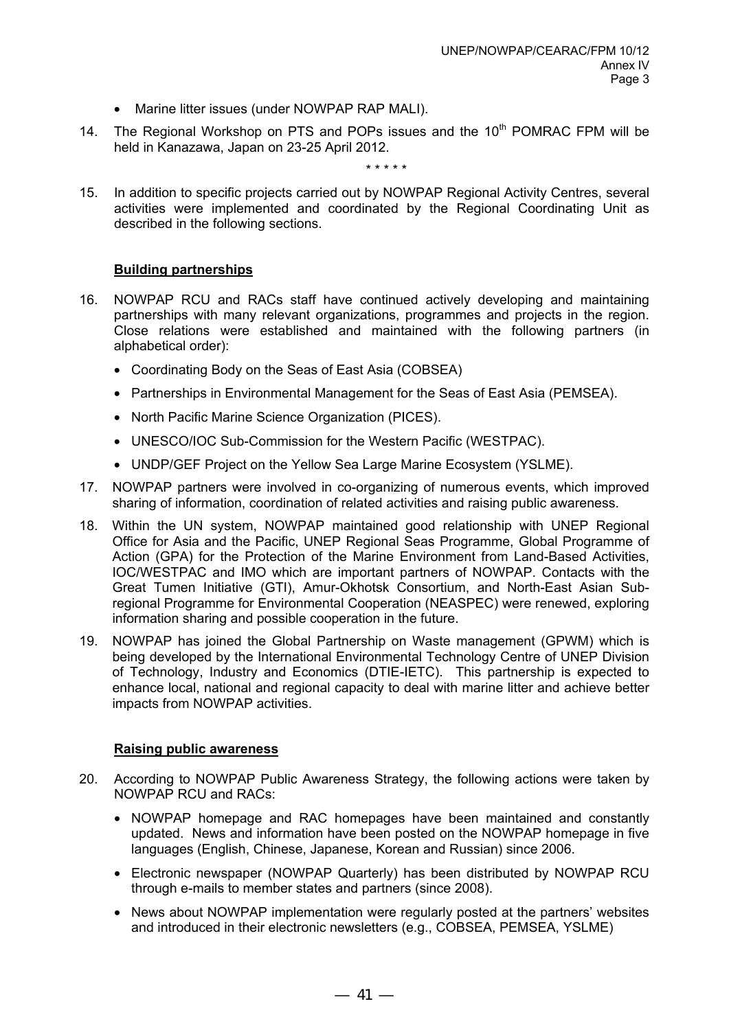- Marine litter issues (under NOWPAP RAP MALI).

14. The Regional Workshop on PTS and POPs issues and the 10th POMRAC FPM will be held in Kanazawa, Japan on 23-25 April 2012.

\* \* \* \* \*

15. In addition to specific projects carried out by NOWPAP Regional Activity Centres, several activities were implemented and coordinated by the Regional Coordinating Unit as described in the following sections.

**Building partnerships**

16. NOWPAP RCU and RACs staff have continued actively developing and maintaining partnerships with many relevant organizations, programmes and projects in the region. Close relations were established and maintained with the following partners (in alphabetical order):
    - Coordinating Body on the Seas of East Asia (COBSEA)
    - Partnerships in Environmental Management for the Seas of East Asia (PEMSEA).
    - North Pacific Marine Science Organization (PICES).
    - UNESCO/IOC Sub-Commission for the Western Pacific (WESTPAC).
    - UNDP/GEF Project on the Yellow Sea Large Marine Ecosystem (YSLME).

17. NOWPAP partners were involved in co-organizing of numerous events, which improved sharing of information, coordination of related activities and raising public awareness.

18. Within the UN system, NOWPAP maintained good relationship with UNEP Regional Office for Asia and the Pacific, UNEP Regional Seas Programme, Global Programme of Action (GPA) for the Protection of the Marine Environment from Land-Based Activities, IOC/WESTPAC and IMO which are important partners of NOWPAP. Contacts with the Great Tumen Initiative (GTI), Amur-Okhotsk Consortium, and North-East Asian Sub-regional Programme for Environmental Cooperation (NEASPEC) were renewed, exploring information sharing and possible cooperation in the future.

19. NOWPAP has joined the Global Partnership on Waste management (GPWM) which is being developed by the International Environmental Technology Centre of UNEP Division of Technology, Industry and Economics (DTIE-IETC). This partnership is expected to enhance local, national and regional capacity to deal with marine litter and achieve better impacts from NOWPAP activities.

**Raising public awareness**

20. According to NOWPAP Public Awareness Strategy, the following actions were taken by NOWPAP RCU and RACs:
    - NOWPAP homepage and RAC homepages have been maintained and constantly updated. News and information have been posted on the NOWPAP homepage in five languages (English, Chinese, Japanese, Korean and Russian) since 2006.
    - Electronic newspaper (NOWPAP Quarterly) has been distributed by NOWPAP RCU through e-mails to member states and partners (since 2008).
    - News about NOWPAP implementation were regularly posted at the partners' websites and introduced in their electronic newsletters (e.g., COBSEA, PEMSEA, YSLME)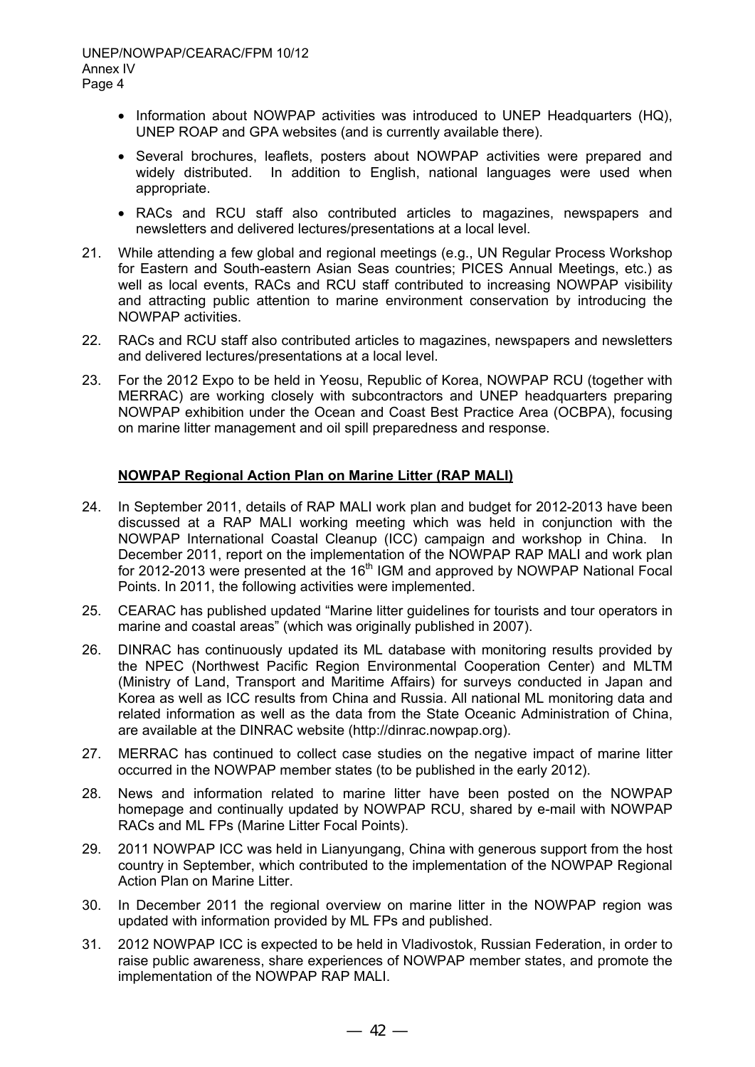- Information about NOWPAP activities was introduced to UNEP Headquarters (HQ), UNEP ROAP and GPA websites (and is currently available there).
- Several brochures, leaflets, posters about NOWPAP activities were prepared and widely distributed. In addition to English, national languages were used when appropriate.
- RACs and RCU staff also contributed articles to magazines, newspapers and newsletters and delivered lectures/presentations at a local level.

21. While attending a few global and regional meetings (e.g., UN Regular Process Workshop for Eastern and South-eastern Asian Seas countries; PICES Annual Meetings, etc.) as well as local events, RACs and RCU staff contributed to increasing NOWPAP visibility and attracting public attention to marine environment conservation by introducing the NOWPAP activities.

22. RACs and RCU staff also contributed articles to magazines, newspapers and newsletters and delivered lectures/presentations at a local level.

23. For the 2012 Expo to be held in Yeosu, Republic of Korea, NOWPAP RCU (together with MERRAC) are working closely with subcontractors and UNEP headquarters preparing NOWPAP exhibition under the Ocean and Coast Best Practice Area (OCBPA), focusing on marine litter management and oil spill preparedness and response.

**NOWPAP Regional Action Plan on Marine Litter (RAP MALI)**

24. In September 2011, details of RAP MALI work plan and budget for 2012-2013 have been discussed at a RAP MALI working meeting which was held in conjunction with the NOWPAP International Coastal Cleanup (ICC) campaign and workshop in China. In December 2011, report on the implementation of the NOWPAP RAP MALI and work plan for 2012-2013 were presented at the 16th IGM and approved by NOWPAP National Focal Points. In 2011, the following activities were implemented.

25. CEARAC has published updated "Marine litter guidelines for tourists and tour operators in marine and coastal areas" (which was originally published in 2007).

26. DINRAC has continuously updated its ML database with monitoring results provided by the NPEC (Northwest Pacific Region Environmental Cooperation Center) and MLTM (Ministry of Land, Transport and Maritime Affairs) for surveys conducted in Japan and Korea as well as ICC results from China and Russia. All national ML monitoring data and related information as well as the data from the State Oceanic Administration of China, are available at the DINRAC website (http://dinrac.nowpap.org).

27. MERRAC has continued to collect case studies on the negative impact of marine litter occurred in the NOWPAP member states (to be published in the early 2012).

28. News and information related to marine litter have been posted on the NOWPAP homepage and continually updated by NOWPAP RCU, shared by e-mail with NOWPAP RACs and ML FPs (Marine Litter Focal Points).

29. 2011 NOWPAP ICC was held in Lianyungang, China with generous support from the host country in September, which contributed to the implementation of the NOWPAP Regional Action Plan on Marine Litter.

30. In December 2011 the regional overview on marine litter in the NOWPAP region was updated with information provided by ML FPs and published.

31. 2012 NOWPAP ICC is expected to be held in Vladivostok, Russian Federation, in order to raise public awareness, share experiences of NOWPAP member states, and promote the implementation of the NOWPAP RAP MALI.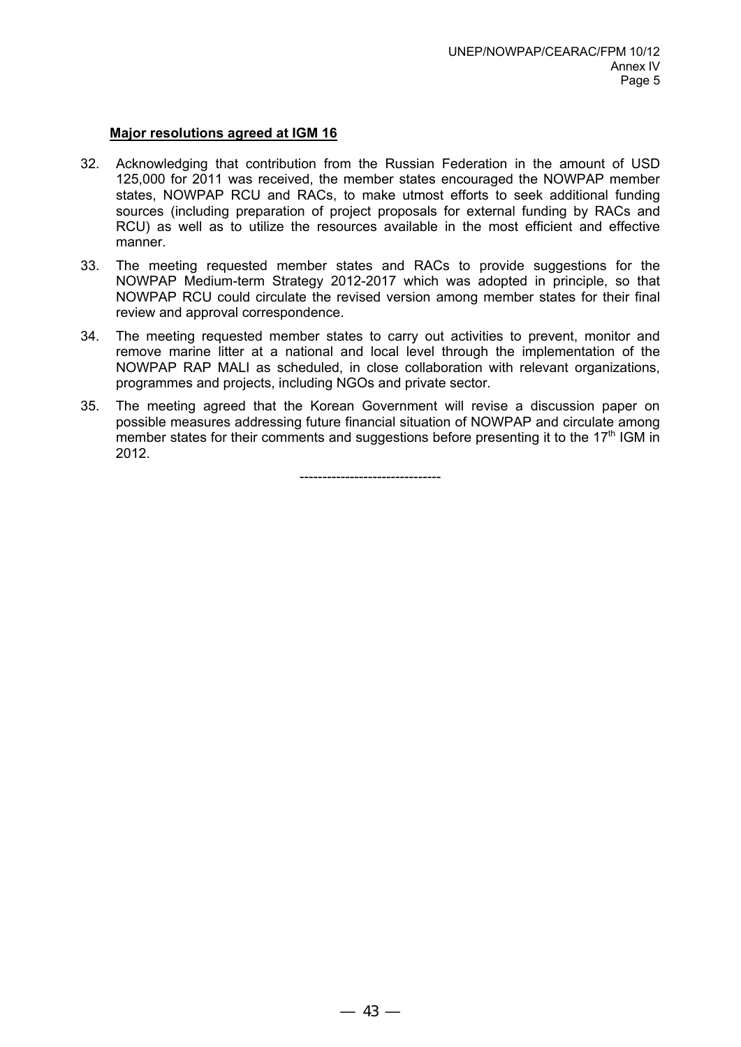**Major resolutions agreed at IGM 16**

32. Acknowledging that contribution from the Russian Federation in the amount of USD 125,000 for 2011 was received, the member states encouraged the NOWPAP member states, NOWPAP RCU and RACs, to make utmost efforts to seek additional funding sources (including preparation of project proposals for external funding by RACs and RCU) as well as to utilize the resources available in the most efficient and effective manner.

33. The meeting requested member states and RACs to provide suggestions for the NOWPAP Medium-term Strategy 2012-2017 which was adopted in principle, so that NOWPAP RCU could circulate the revised version among member states for their final review and approval correspondence.

34. The meeting requested member states to carry out activities to prevent, monitor and remove marine litter at a national and local level through the implementation of the NOWPAP RAP MALI as scheduled, in close collaboration with relevant organizations, programmes and projects, including NGOs and private sector.

35. The meeting agreed that the Korean Government will revise a discussion paper on possible measures addressing future financial situation of NOWPAP and circulate among member states for their comments and suggestions before presenting it to the 17th IGM in 2012.

------------------------------